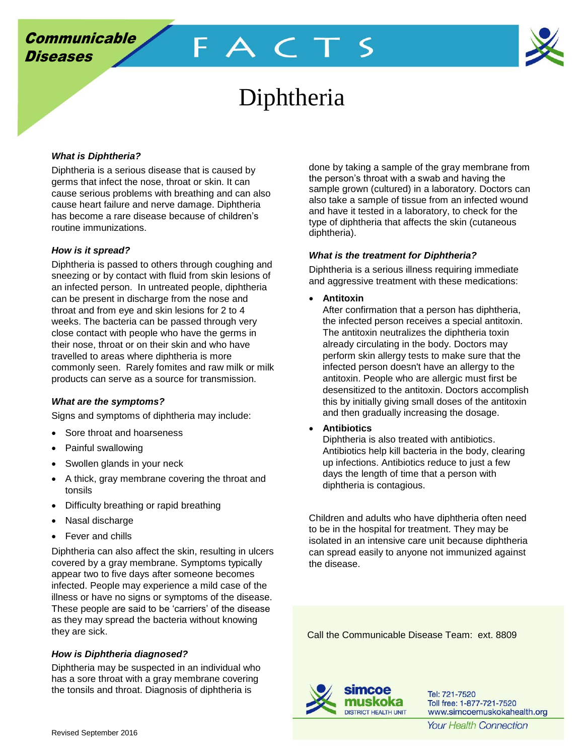Communicable Diseases

FACTS

# Diphtheria

### *What is Diphtheria?*

Diphtheria is a serious disease that is caused by germs that infect the nose, throat or skin. It can cause serious problems with breathing and can also cause heart failure and nerve damage. Diphtheria has become a rare disease because of children's routine immunizations.

### *How is it spread?*

Diphtheria is passed to others through coughing and sneezing or by contact with fluid from skin lesions of an infected person. In untreated people, diphtheria can be present in discharge from the nose and throat and from eye and skin lesions for 2 to 4 weeks. The bacteria can be passed through very close contact with people who have the germs in their nose, throat or on their skin and who have travelled to areas where diphtheria is more commonly seen. Rarely fomites and raw milk or milk products can serve as a source for transmission.

### *What are the symptoms?*

Signs and symptoms of diphtheria may include:

- Sore throat and hoarseness
- Painful swallowing
- Swollen glands in your neck
- A thick, gray membrane covering the throat and tonsils
- Difficulty breathing or rapid breathing
- Nasal discharge
- Fever and chills

Diphtheria can also affect the skin, resulting in ulcers covered by a gray membrane. Symptoms typically appear two to five days after someone becomes infected. People may experience a mild case of the illness or have no signs or symptoms of the disease. These people are said to be 'carriers' of the disease as they may spread the bacteria without knowing they are sick.

### *How is Diphtheria diagnosed?*

Diphtheria may be suspected in an individual who has a sore throat with a gray membrane covering the tonsils and throat. Diagnosis of diphtheria is done by taking a sample of the gray membrane from the person's throat with a swab and having the sample grown (cultured) in a laboratory. Doctors can also take a sample of tissue from an infected wound and have it tested in a laboratory, to check for the type of diphtheria that affects the skin (cutaneous diphtheria).

### *What is the treatment for Diphtheria?*

Diphtheria is a serious illness requiring immediate and aggressive treatment with these medications:

- **Antitoxin**
  After confirmation that a person has diphtheria, the infected person receives a special antitoxin. The antitoxin neutralizes the diphtheria toxin already circulating in the body. Doctors may perform skin allergy tests to make sure that the infected person doesn't have an allergy to the antitoxin. People who are allergic must first be desensitized to the antitoxin. Doctors accomplish this by initially giving small doses of the antitoxin and then gradually increasing the dosage.
- **Antibiotics**
  Diphtheria is also treated with antibiotics. Antibiotics help kill bacteria in the body, clearing up infections. Antibiotics reduce to just a few days the length of time that a person with diphtheria is contagious.

Children and adults who have diphtheria often need to be in the hospital for treatment. They may be isolated in an intensive care unit because diphtheria can spread easily to anyone not immunized against the disease.

Call the Communicable Disease Team: ext. 8809

simcoe muskoka DISTRICT HEALTH UNIT

Tel: 721-7520
Toll free: 1-877-721-7520
www.simcoemuskokahealth.org
*Your Health Connection*

Revised September 2016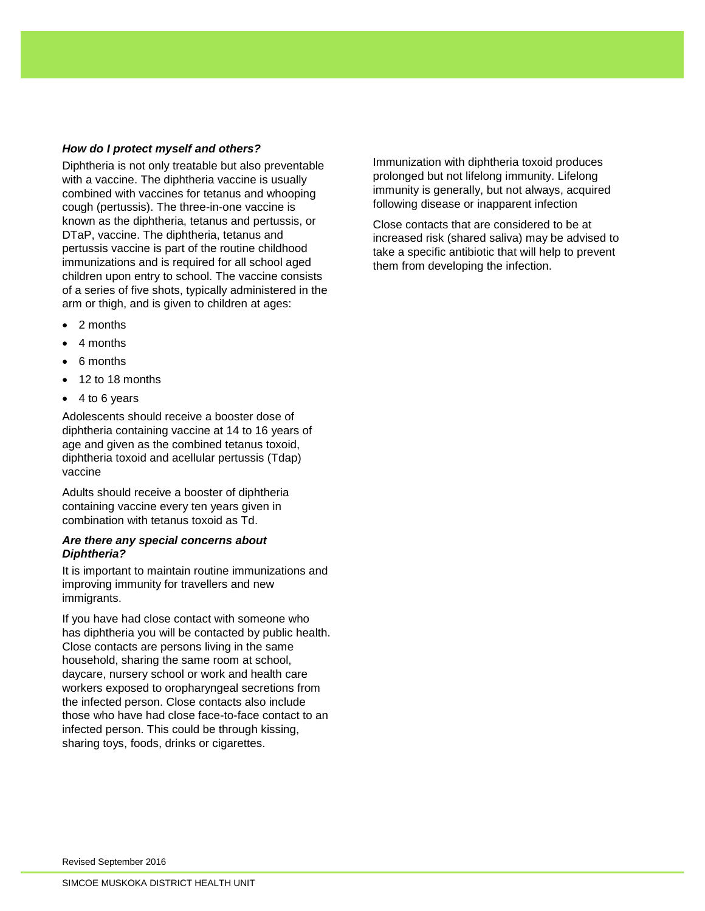### *How do I protect myself and others?*

Diphtheria is not only treatable but also preventable with a vaccine. The diphtheria vaccine is usually combined with vaccines for tetanus and whooping cough (pertussis). The three-in-one vaccine is known as the diphtheria, tetanus and pertussis, or DTaP, vaccine. The diphtheria, tetanus and pertussis vaccine is part of the routine childhood immunizations and is required for all school aged children upon entry to school. The vaccine consists of a series of five shots, typically administered in the arm or thigh, and is given to children at ages:

- 2 months
- 4 months
- 6 months
- 12 to 18 months
- 4 to 6 years

Adolescents should receive a booster dose of diphtheria containing vaccine at 14 to 16 years of age and given as the combined tetanus toxoid, diphtheria toxoid and acellular pertussis (Tdap) vaccine

Adults should receive a booster of diphtheria containing vaccine every ten years given in combination with tetanus toxoid as Td.

### *Are there any special concerns about Diphtheria?*

It is important to maintain routine immunizations and improving immunity for travellers and new immigrants.

If you have had close contact with someone who has diphtheria you will be contacted by public health. Close contacts are persons living in the same household, sharing the same room at school, daycare, nursery school or work and health care workers exposed to oropharyngeal secretions from the infected person. Close contacts also include those who have had close face-to-face contact to an infected person. This could be through kissing, sharing toys, foods, drinks or cigarettes.

Immunization with diphtheria toxoid produces prolonged but not lifelong immunity. Lifelong immunity is generally, but not always, acquired following disease or inapparent infection

Close contacts that are considered to be at increased risk (shared saliva) may be advised to take a specific antibiotic that will help to prevent them from developing the infection.

Revised September 2016